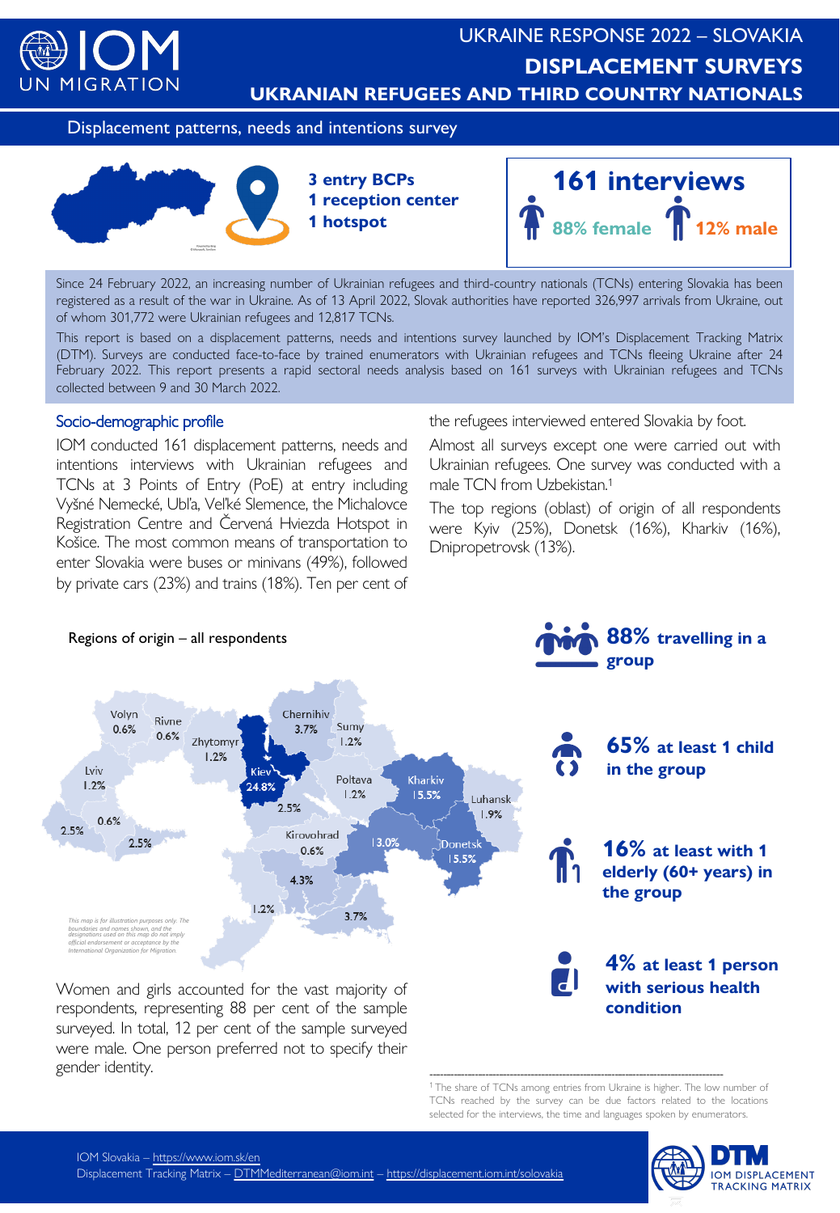# UKRAINE RESPONSE 2022 – SLOVAKIA

# DISPLACEMENT SURVEYS

## UKRAINIAN REFUGEES AND THIRD COUNTRY NATIONALS

Displacement patterns, needs and intentions survey

**3 entry BCPs**
**1 reception center**
**1 hotspot**

**161 interviews**

**88% female** **12% male**

Since 24 February 2022, an increasing number of Ukrainian refugees and third-country nationals (TCNs) entering Slovakia has been registered as a result of the war in Ukraine. As of 13 April 2022, Slovak authorities have reported 326,997 arrivals from Ukraine, out of whom 301,772 were Ukrainian refugees and 12,817 TCNs.

This report is based on a displacement patterns, needs and intentions survey launched by IOM's Displacement Tracking Matrix (DTM). Surveys are conducted face-to-face by trained enumerators with Ukrainian refugees and TCNs fleeing Ukraine after 24 February 2022. This report presents a rapid sectoral needs analysis based on 161 surveys with Ukrainian refugees and TCNs collected between 9 and 30 March 2022.

## Socio-demographic profile

IOM conducted 161 displacement patterns, needs and intentions interviews with Ukrainian refugees and TCNs at 3 Points of Entry (PoE) at entry including Vyšné Nemecké, Ubľa, Veľké Slemence, the Michalovce Registration Centre and Červená Hviezda Hotspot in Košice. The most common means of transportation to enter Slovakia were buses or minivans (49%), followed by private cars (23%) and trains (18%). Ten per cent of the refugees interviewed entered Slovakia by foot.

Almost all surveys except one were carried out with Ukrainian refugees. One survey was conducted with a male TCN from Uzbekistan.[1]

The top regions (oblast) of origin of all respondents were Kyiv (25%), Donetsk (16%), Kharkiv (16%), Dnipropetrovsk (13%).

Regions of origin – all respondents

| Region | Share |
|---|---|
| Kiev | 24.8% |
| Kharkiv | 15.5% |
| Donetsk | 15.5% |
| (Dnipropetrovsk) | 13.0% |
| (Zaporizhzhia) | 4.3% |
| Chernihiv | 3.7% |
| (Kherson) | 3.7% |
| (Cherkasy) | 2.5% |
| (Vinnytsia) | 2.5% |
| (Zakarpattia) | 2.5% |
| Luhansk | 1.9% |
| Zhytomyr | 1.2% |
| Sumy | 1.2% |
| Poltava | 1.2% |
| Lviv | 1.2% |
| (Mykolaiv) | 1.2% |
| Volyn | 0.6% |
| Rivne | 0.6% |
| Kirovohrad | 0.6% |
| (Ivano-Frankivsk) | 0.6% |

*This map is for illustration purposes only. The boundaries and names shown, and the designations used on this map do not imply official endorsement or acceptance by the International Organization for Migration.*

Women and girls accounted for the vast majority of respondents, representing 88 per cent of the sample surveyed. In total, 12 per cent of the sample surveyed were male. One person preferred not to specify their gender identity.

**88%** travelling in a group

**65%** at least 1 child in the group

**16%** at least with 1 elderly (60+ years) in the group

**4%** at least 1 person with serious health condition

[1] The share of TCNs among entries from Ukraine is higher. The low number of TCNs reached by the survey can be due factors related to the locations selected for the interviews, the time and languages spoken by enumerators.

IOM Slovakia – https://www.iom.sk/en
Displacement Tracking Matrix – DTMMediterranean@iom.int – https://displacement.iom.int/slovakia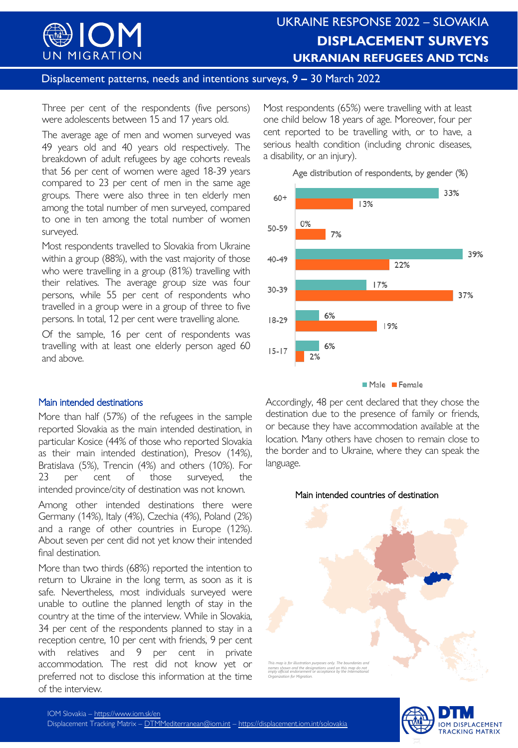Three per cent of the respondents (five persons) were adolescents between 15 and 17 years old.

The average age of men and women surveyed was 49 years old and 40 years old respectively. The breakdown of adult refugees by age cohorts reveals that 56 per cent of women were aged 18-39 years compared to 23 per cent of men in the same age groups. There were also three in ten elderly men among the total number of men surveyed, compared to one in ten among the total number of women surveyed.

Most respondents travelled to Slovakia from Ukraine within a group (88%), with the vast majority of those who were travelling in a group (81%) travelling with their relatives. The average group size was four persons, while 55 per cent of respondents who travelled in a group were in a group of three to five persons. In total, 12 per cent were travelling alone.

Of the sample, 16 per cent of respondents was travelling with at least one elderly person aged 60 and above.

Most respondents (65%) were travelling with at least one child below 18 years of age. Moreover, four per cent reported to be travelling with, or to have, a serious health condition (including chronic diseases, a disability, or an injury).

Age distribution of respondents, by gender (%)

| Age | Male | Female |
|---|---|---|
| 60+ | 33% | 13% |
| 50-59 | 0% | 7% |
| 40-49 | 39% | 22% |
| 30-39 | 17% | 37% |
| 18-29 | 6% | 19% |
| 15-17 | 6% | 2% |

## Main intended destinations

More than half (57%) of the refugees in the sample reported Slovakia as the main intended destination, in particular Kosice (44% of those who reported Slovakia as their main intended destination), Presov (14%), Bratislava (5%), Trencin (4%) and others (10%). For 23 per cent of those surveyed, the intended province/city of destination was not known.

Among other intended destinations there were Germany (14%), Italy (4%), Czechia (4%), Poland (2%) and a range of other countries in Europe (12%). About seven per cent did not yet know their intended final destination.

More than two thirds (68%) reported the intention to return to Ukraine in the long term, as soon as it is safe. Nevertheless, most individuals surveyed were unable to outline the planned length of stay in the country at the time of the interview. While in Slovakia, 34 per cent of the respondents planned to stay in a reception centre, 10 per cent with friends, 9 per cent with relatives and 9 per cent in private accommodation. The rest did not know yet or preferred not to disclose this information at the time of the interview.

Accordingly, 48 per cent declared that they chose the destination due to the presence of family or friends, or because they have accommodation available at the location. Many others have chosen to remain close to the border and to Ukraine, where they can speak the language.

Main intended countries of destination

*This map is for illustration purposes only. The boundaries and names shown and the designations used on this map do not imply official endorsement or acceptance by the International Organization for Migration.*

IOM Slovakia – https://www.iom.sk/en
Displacement Tracking Matrix – DTMMediterranean@iom.int – https://displacement.iom.int/solovakia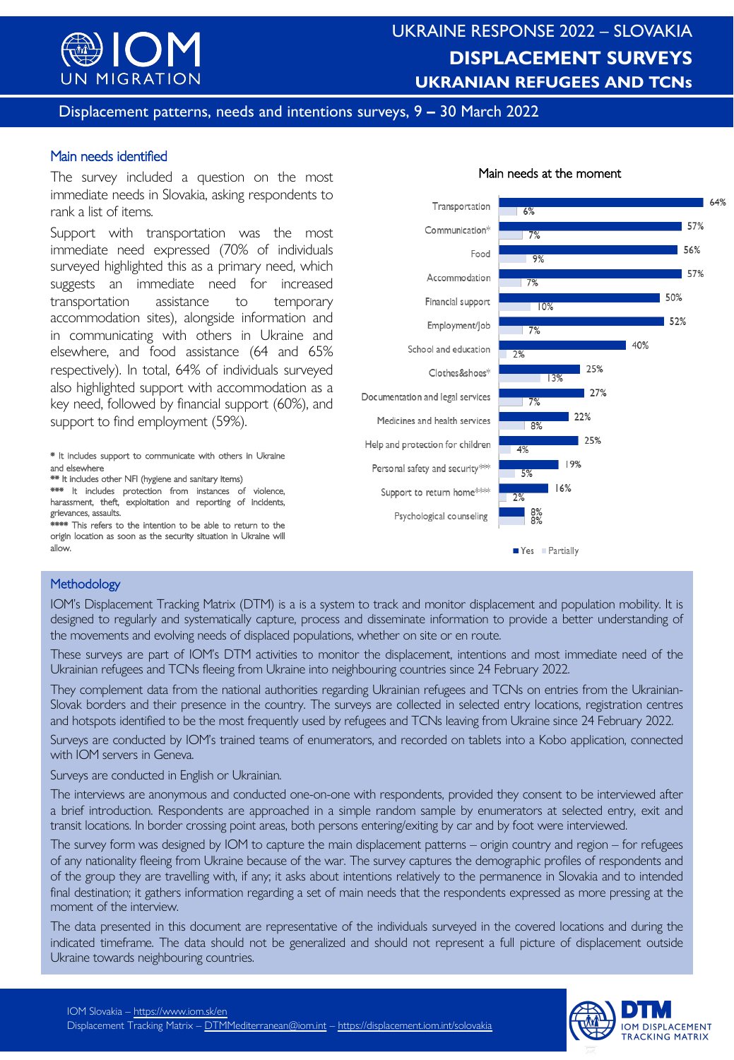# UKRAINE RESPONSE 2022 – SLOVAKIA

## DISPLACEMENT SURVEYS

## UKRANIAN REFUGEES AND TCNs

Displacement patterns, needs and intentions surveys, 9 – 30 March 2022

### Main needs identified

The survey included a question on the most immediate needs in Slovakia, asking respondents to rank a list of items.

Support with transportation was the most immediate need expressed (70% of individuals surveyed highlighted this as a primary need, which suggests an immediate need for increased transportation assistance to temporary accommodation sites), alongside information and in communicating with others in Ukraine and elsewhere, and food assistance (64 and 65% respectively). In total, 64% of individuals surveyed also highlighted support with accommodation as a key need, followed by financial support (60%), and support to find employment (59%).

\* It includes support to communicate with others in Ukraine and elsewhere
\*\* It includes other NFI (hygiene and sanitary items)
\*\*\* It includes protection from instances of violence, harassment, theft, exploitation and reporting of incidents, grievances, assaults.
\*\*\*\* This refers to the intention to be able to return to the origin location as soon as the security situation in Ukraine will allow.

Main needs at the moment

Transportation 64% 6%
Communication* 57% 7%
Food 56% 9%
Accommodation 57% 7%
Financial support 50% 10%
Employment/Job 52% 7%
School and education 40% 2%
Clothes&shoes** 25% 13%
Documentation and legal services 27% 7%
Medicines and health services 22% 8%
Help and protection for children 25% 4%
Personal safety and security*** 19% 5%
Support to return home**** 16% 2%
Psychological counseling 8% 8%

Yes  Partially

### Methodology

IOM's Displacement Tracking Matrix (DTM) is a is a system to track and monitor displacement and population mobility. It is designed to regularly and systematically capture, process and disseminate information to provide a better understanding of the movements and evolving needs of displaced populations, whether on site or en route.

These surveys are part of IOM's DTM activities to monitor the displacement, intentions and most immediate need of the Ukrainian refugees and TCNs fleeing from Ukraine into neighbouring countries since 24 February 2022.

They complement data from the national authorities regarding Ukrainian refugees and TCNs on entries from the Ukrainian-Slovak borders and their presence in the country. The surveys are collected in selected entry locations, registration centres and hotspots identified to be the most frequently used by refugees and TCNs leaving from Ukraine since 24 February 2022.

Surveys are conducted by IOM's trained teams of enumerators, and recorded on tablets into a Kobo application, connected with IOM servers in Geneva.

Surveys are conducted in English or Ukrainian.

The interviews are anonymous and conducted one-on-one with respondents, provided they consent to be interviewed after a brief introduction. Respondents are approached in a simple random sample by enumerators at selected entry, exit and transit locations. In border crossing point areas, both persons entering/exiting by car and by foot were interviewed.

The survey form was designed by IOM to capture the main displacement patterns – origin country and region – for refugees of any nationality fleeing from Ukraine because of the war. The survey captures the demographic profiles of respondents and of the group they are travelling with, if any; it asks about intentions relatively to the permanence in Slovakia and to intended final destination; it gathers information regarding a set of main needs that the respondents expressed as more pressing at the moment of the interview.

The data presented in this document are representative of the individuals surveyed in the covered locations and during the indicated timeframe. The data should not be generalized and should not represent a full picture of displacement outside Ukraine towards neighbouring countries.

IOM Slovakia – https://www.iom.sk/en
Displacement Tracking Matrix – DTMMediterranean@iom.int – https://displacement.iom.int/solovakia